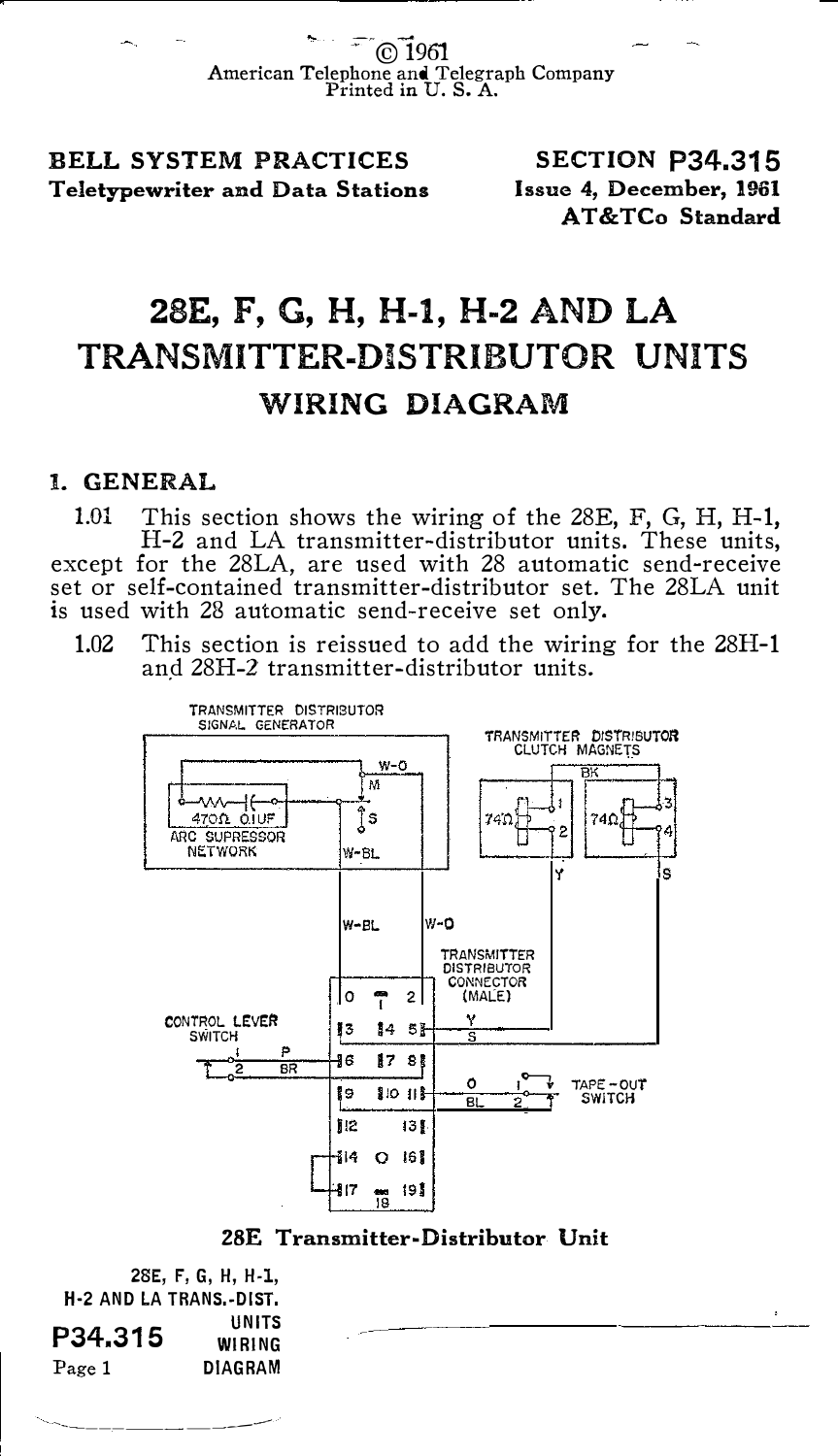© 1961
American Telephone and Telegraph Company
Printed in U. S. A.

**BELL SYSTEM PRACTICES**
**Teletypewriter and Data Stations**

**SECTION P34.315**
**Issue 4, December, 1961**
**AT&TCo Standard**

# 28E, F, G, H, H-1, H-2 AND LA TRANSMITTER-DISTRIBUTOR UNITS

## WIRING DIAGRAM

### 1. GENERAL

1.01 This section shows the wiring of the 28E, F, G, H, H-1, H-2 and LA transmitter-distributor units. These units, except for the 28LA, are used with 28 automatic send-receive set or self-contained transmitter-distributor set. The 28LA unit is used with 28 automatic send-receive set only.

1.02 This section is reissued to add the wiring for the 28H-1 and 28H-2 transmitter-distributor units.

TRANSMITTER DISTRIBUTOR SIGNAL GENERATOR

TRANSMITTER DISTRIBUTOR CLUTCH MAGNETS

470Ω 0.1UF ARC SUPRESSOR NETWORK

W-O M S W-BL

74Ω 74Ω 1 2 3 4 BK Y S

TRANSMITTER DISTRIBUTOR CONNECTOR (MALE)

CONTROL LEVER SWITCH

TAPE-OUT SWITCH

**28E Transmitter-Distributor Unit**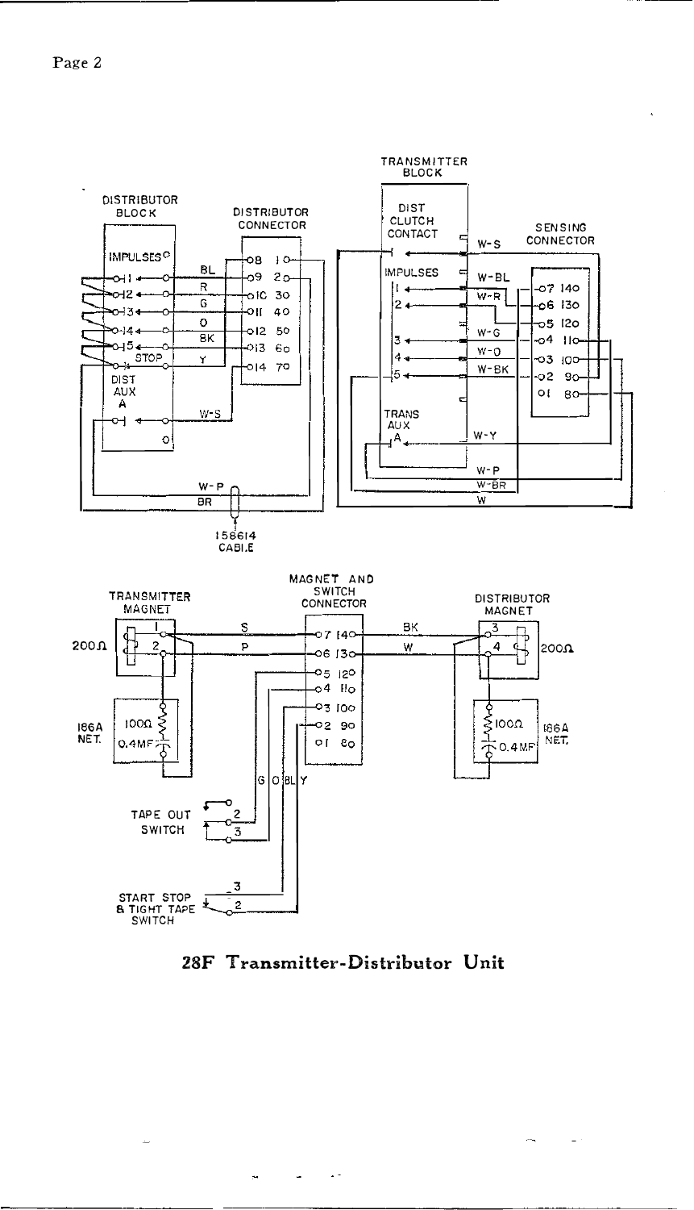# 28F Transmitter-Distributor Unit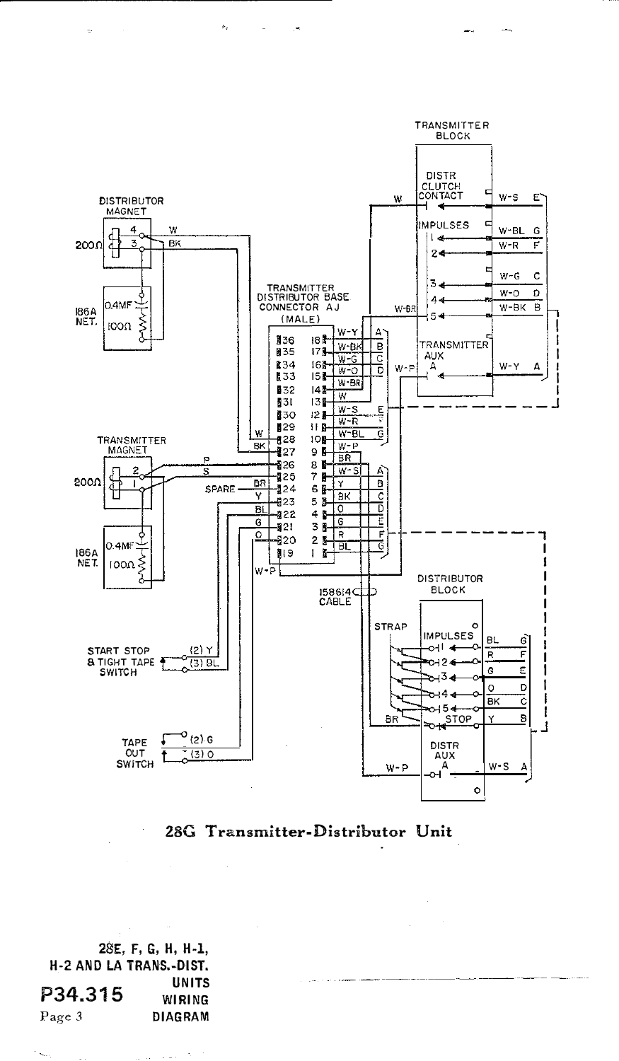DISTRIBUTOR MAGNET

TRANSMITTER BLOCK

DISTR CLUTCH CONTACT

IMPULSES

TRANSMITTER AUX A

TRANSMITTER DISTRIBUTOR BASE CONNECTOR AJ (MALE)

TRANSMITTER MAGNET

186A NET.

200Ω

0.4MF

100Ω

SPARE

158614 CABLE

DISTRIBUTOR BLOCK

STRAP

IMPULSES

STOP

DISTR AUX A

START STOP & TIGHT TAPE SWITCH

TAPE OUT SWITCH

## 28G Transmitter-Distributor Unit

**28E, F, G, H, H-1, H-2 AND LA TRANS.-DIST. UNITS WIRING DIAGRAM**

**P34.315**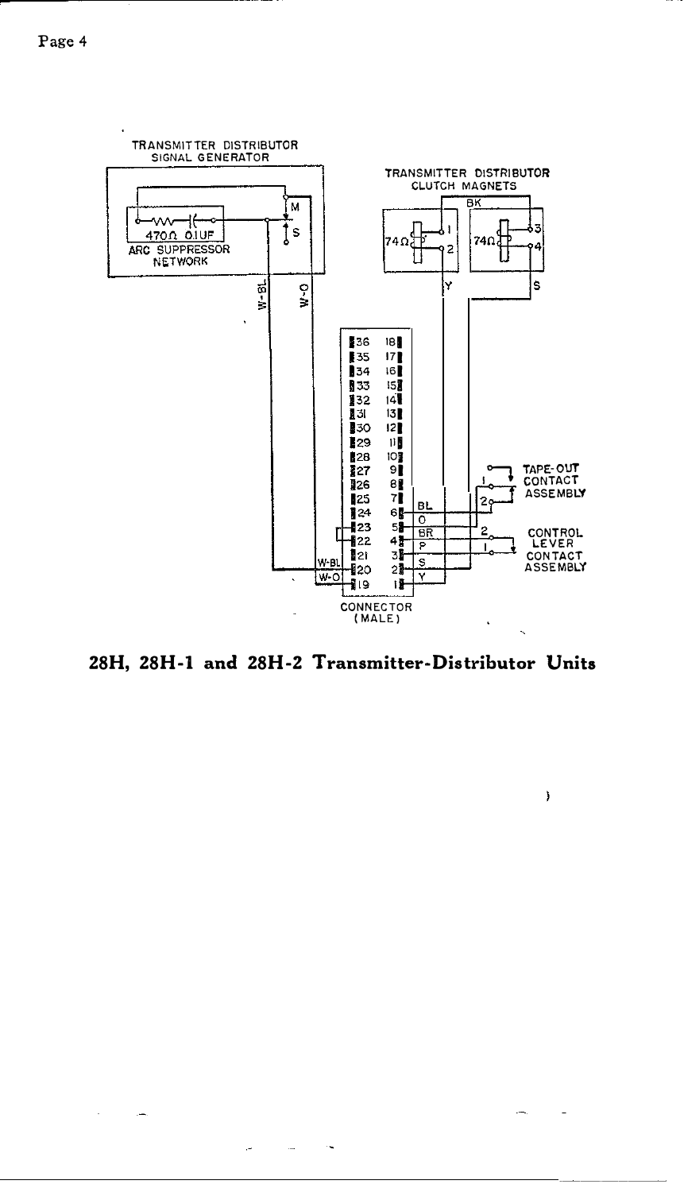TRANSMITTER DISTRIBUTOR SIGNAL GENERATOR

470Ω 0.1UF

ARC SUPPRESSOR NETWORK

M

S

TRANSMITTER DISTRIBUTOR CLUTCH MAGNETS

74Ω 1 2

74Ω 3 4

BK

Y

S

W-BL

W-O

36 35 34 33 32 31 30 29 28 27 26 25 24 23 22 21 20 19

18 17 16 15 14 13 12 11 10 9 8 7 6 5 4 3 2 1

BL O BR P S Y

W-BL W-O

TAPE-OUT CONTACT ASSEMBLY

CONTROL LEVER CONTACT ASSEMBLY

CONNECTOR (MALE)

**28H, 28H-1 and 28H-2 Transmitter-Distributor Units**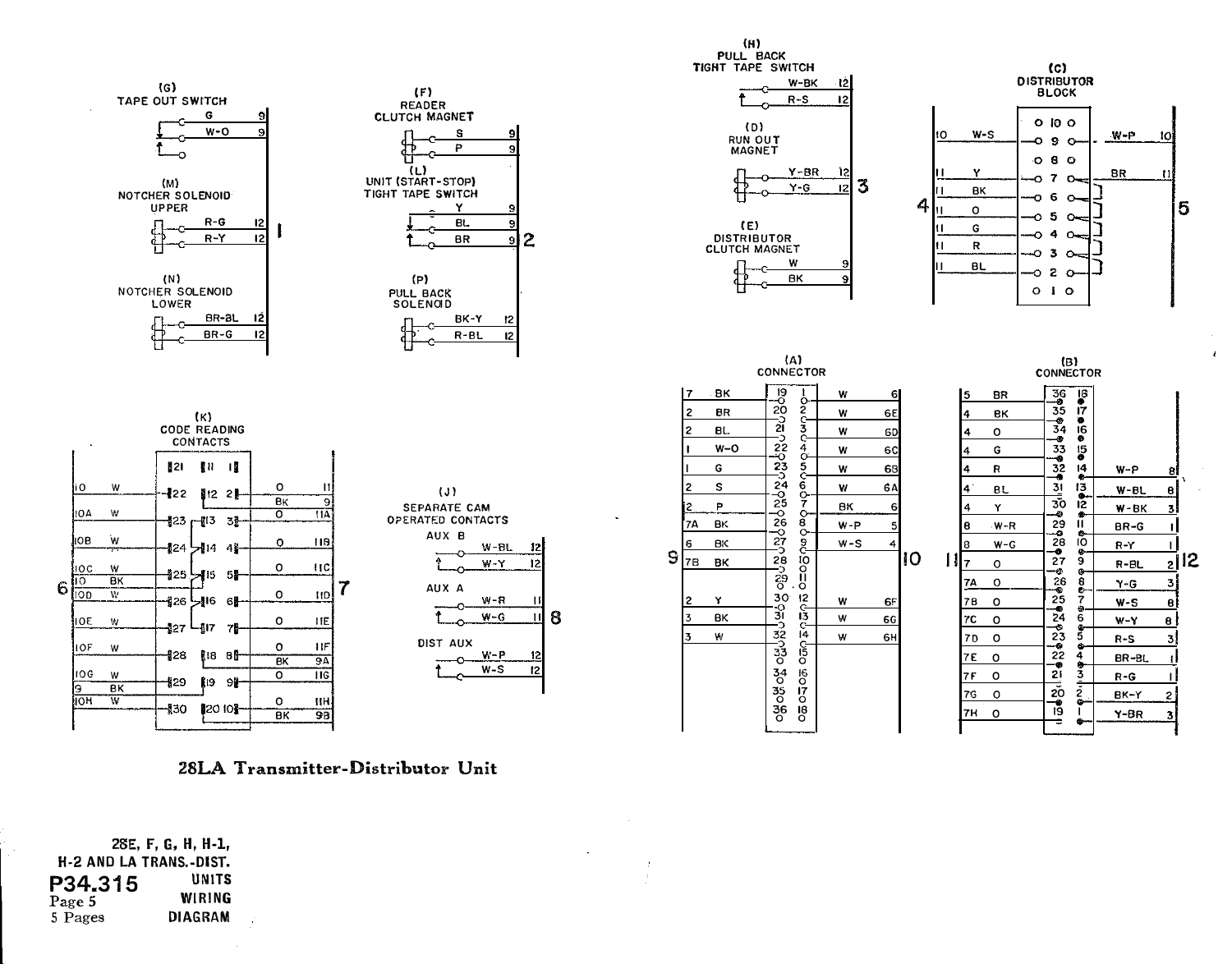(G) TAPE OUT SWITCH

G 9
W-O 9

(M) NOTCHER SOLENOID UPPER

R-G 12
R-Y 12

1

(N) NOTCHER SOLENOID LOWER

BR-BL 12
BR-G 12

(F) READER CLUTCH MAGNET

S 9
P 9

(L) UNIT (START-STOP) TIGHT TAPE SWITCH

Y 9
BL 9
BR 9

2

(P) PULL BACK SOLENOID

BK-Y 12
R-BL 12

(H) PULL BACK TIGHT TAPE SWITCH

W-BK 12
R-S 12

(D) RUN OUT MAGNET

Y-BR 12
Y-G 12

3

(E) DISTRIBUTOR CLUTCH MAGNET

W 9
BK 9

(C) DISTRIBUTOR BLOCK

10 W-S
11 Y
11 BK
11 O
11 G
11 R
11 BL

4

10 9 8 7 6 5 4 3 2 1

W-P 10
BR 11

5

(K) CODE READING CONTACTS

6

10 W
10A W
10B W
10C W
10 BK
10D W
10E W
10F W
10G W
9 BK
10H W

21 22 23 24 25 26 27 28 29 30
11 12 13 14 15 16 17 18 19 20
1 2 3 4 5 6 7 8 9 10

O 11
BK 9
O 11A
O 11B
O 11C
O 11D
O 11E
O 11F
BK 9A
O 11G
O 11H
BK 9B

7

(J) SEPARATE CAM OPERATED CONTACTS

AUX B
W-BL 12
W-Y 12

AUX A
W-R 11
W-G 11

DIST AUX
W-P 12
W-S 12

8

(A) CONNECTOR

9

| | | | | | |
|---|---|---|---|---|---|
| 7 | BK | 19 | 1 | W | 6 |
| 2 | BR | 20 | 2 | W | 6E |
| 2 | BL | 21 | 3 | W | 6D |
| 1 | W-O | 22 | 4 | W | 6C |
| 1 | G | 23 | 5 | W | 6B |
| 2 | S | 24 | 6 | W | 6A |
| 2 | P | 25 | 7 | BK | 6 |
| 7A | BK | 26 | 8 | W-P | 5 |
| 6 | BK | 27 | 9 | W-S | 4 |
| 7B | BK | 28 | 10 | | |
| | | 29 | 11 | | |
| 2 | Y | 30 | 12 | W | 6F |
| 3 | BK | 31 | 13 | W | 6G |
| 3 | W | 32 | 14 | W | 6H |
| | | 33 | 15 | | |
| | | 34 | 16 | | |
| | | 35 | 17 | | |
| | | 36 | 18 | | |

10

(B) CONNECTOR

11

| | | | | | |
|---|---|---|---|---|---|
| 5 | BR | 36 | 18 | | |
| 4 | BK | 35 | 17 | | |
| 4 | O | 34 | 16 | | |
| 4 | G | 33 | 15 | | |
| 4 | R | 32 | 14 | W-P | 8 |
| 4 | BL | 31 | 13 | W-BL | 8 |
| 4 | Y | 30 | 12 | W-BK | 3 |
| 8 | W-R | 29 | 11 | BR-G | 1 |
| 8 | W-G | 28 | 10 | R-Y | 1 |
| 7 | O | 27 | 9 | R-BL | 2 |
| 7A | O | 26 | 8 | Y-G | 3 |
| 7B | O | 25 | 7 | W-S | 8 |
| 7C | O | 24 | 6 | W-Y | 8 |
| 7D | O | 23 | 5 | R-S | 3 |
| 7E | O | 22 | 4 | BR-BL | 1 |
| 7F | O | 21 | 3 | R-G | 1 |
| 7G | O | 20 | 2 | BK-Y | 2 |
| 7H | O | 19 | 1 | Y-BR | 3 |

12

**28LA Transmitter-Distributor Unit**

28E, F, G, H, H-1, H-2 AND LA TRANS.-DIST. UNITS WIRING DIAGRAM

P34.315
Page 5
5 Pages